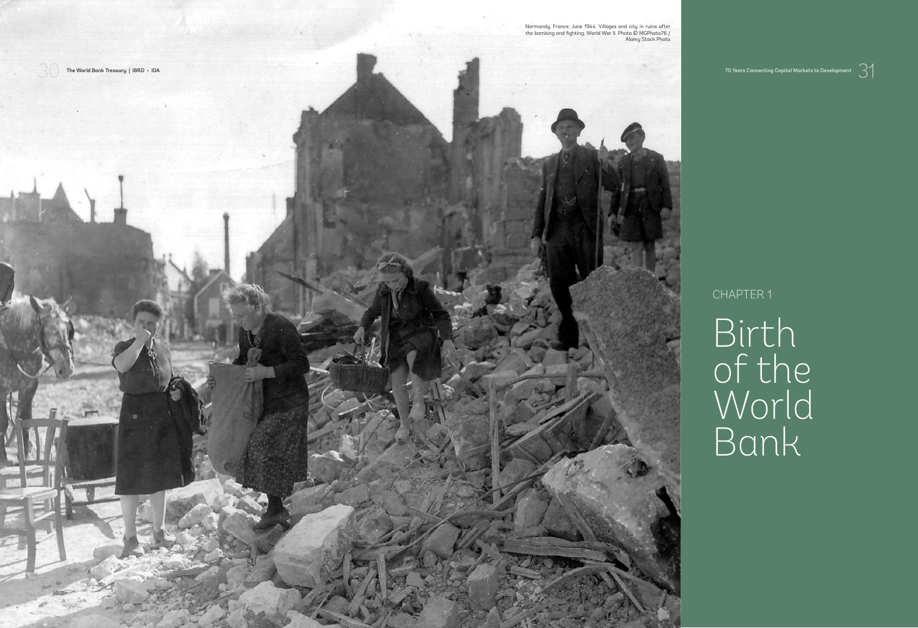Normandy, France, June 1944. Villages and city in ruins after the bombing and fighting, World War II. Photo © MGPhoto76 / Alamy Stock Photo

CHAPTER 1

# Birth of the World Bank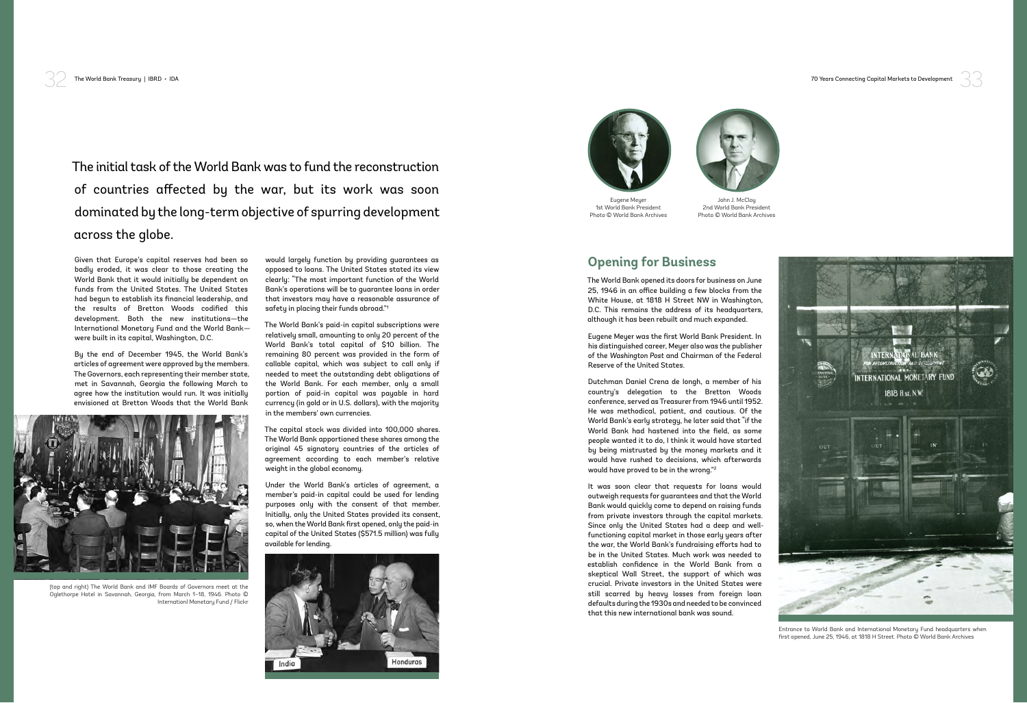The initial task of the World Bank was to fund the reconstruction of countries affected by the war, but its work was soon dominated by the long-term objective of spurring development across the globe.

Given that Europe's capital reserves had been so badly eroded, it was clear to those creating the World Bank that it would initially be dependent on funds from the United States. The United States had begun to establish its financial leadership, and the results of Bretton Woods codified this development. Both the new institutions—the International Monetary Fund and the World Bank—were built in its capital, Washington, D.C.

By the end of December 1945, the World Bank's articles of agreement were approved by the members. The Governors, each representing their member state, met in Savannah, Georgia the following March to agree how the institution would run. It was initially envisioned at Bretton Woods that the World Bank would largely function by providing guarantees as opposed to loans. The United States stated its view clearly: "The most important function of the World Bank's operations will be to guarantee loans in order that investors may have a reasonable assurance of safety in placing their funds abroad."[1]

(top and right) The World Bank and IMF Boards of Governors meet at the Oglethorpe Hotel in Savannah, Georgia, from March 1–18, 1946. Photo © Internationl Monetary Fund / Flickr

The World Bank's paid-in capital subscriptions were relatively small, amounting to only 20 percent of the World Bank's total capital of $10 billion. The remaining 80 percent was provided in the form of callable capital, which was subject to call only if needed to meet the outstanding debt obligations of the World Bank. For each member, only a small portion of paid-in capital was payable in hard currency (in gold or in U.S. dollars), with the majority in the members' own currencies.

The capital stock was divided into 100,000 shares. The World Bank apportioned these shares among the original 45 signatory countries of the articles of agreement according to each member's relative weight in the global economy.

Under the World Bank's articles of agreement, a member's paid-in capital could be used for lending purposes only with the consent of that member. Initially, only the United States provided its consent, so, when the World Bank first opened, only the paid-in capital of the United States ($571.5 million) was fully available for lending.

Eugene Meyer
1st World Bank President
Photo © World Bank Archives

John J. McCloy
2nd World Bank President
Photo © World Bank Archives

## Opening for Business

The World Bank opened its doors for business on June 25, 1946 in an office building a few blocks from the White House, at 1818 H Street NW in Washington, D.C. This remains the address of its headquarters, although it has been rebuilt and much expanded.

Eugene Meyer was the first World Bank President. In his distinguished career, Meyer also was the publisher of the *Washington Post* and Chairman of the Federal Reserve of the United States.

Dutchman Daniel Crena de Iongh, a member of his country's delegation to the Bretton Woods conference, served as Treasurer from 1946 until 1952. He was methodical, patient, and cautious. Of the World Bank's early strategy, he later said that "if the World Bank had hastened into the field, as some people wanted it to do, I think it would have started by being mistrusted by the money markets and it would have rushed to decisions, which afterwards would have proved to be in the wrong."[2]

It was soon clear that requests for loans would outweigh requests for guarantees and that the World Bank would quickly come to depend on raising funds from private investors through the capital markets. Since only the United States had a deep and well-functioning capital market in those early years after the war, the World Bank's fundraising efforts had to be in the United States. Much work was needed to establish confidence in the World Bank from a skeptical Wall Street, the support of which was crucial. Private investors in the United States were still scarred by heavy losses from foreign loan defaults during the 1930s and needed to be convinced that this new international bank was sound.

Entrance to World Bank and International Monetary Fund headquarters when first opened, June 25, 1946, at 1818 H Street. Photo © World Bank Archives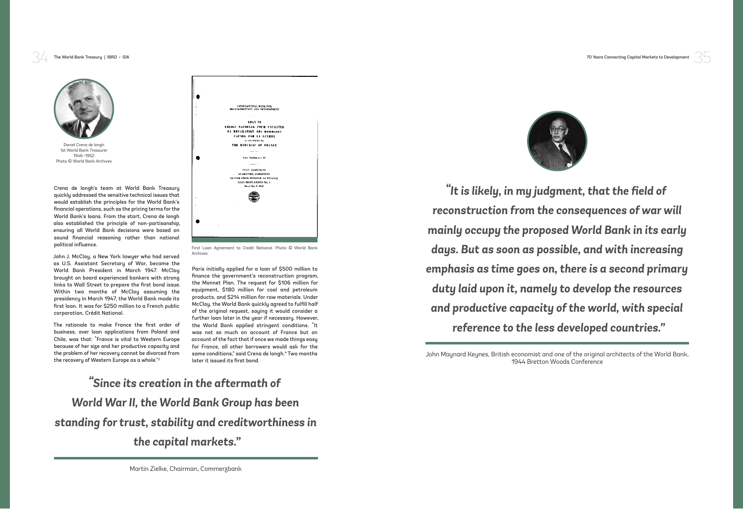Daniel Crena de Iongh
1st World Bank Treasurer
1946–1952
Photo © World Bank Archives

Crena de Iongh's team at World Bank Treasury quickly addressed the sensitive technical issues that would establish the principles for the World Bank's financial operations, such as the pricing terms for the World Bank's loans. From the start, Crena de Iongh also established the principle of non-partisanship, ensuring all World Bank decisions were based on sound financial reasoning rather than national political influence.

John J. McCloy, a New York lawyer who had served as U.S. Assistant Secretary of War, became the World Bank President in March 1947. McCloy brought on board experienced bankers with strong links to Wall Street to prepare the first bond issue. Within two months of McCloy assuming the presidency in March 1947, the World Bank made its first loan. It was for $250 million to a French public corporation, Crédit National.

The rationale to make France the first order of business, over loan applications from Poland and Chile, was that: "France is vital to Western Europe because of her size and her productive capacity and the problem of her recovery cannot be divorced from the recovery of Western Europe as a whole."[3]

First Loan Agreement to Credit National. Photo © World Bank Archives

Paris initially applied for a loan of $500 million to finance the government's reconstruction program, the Monnet Plan. The request for $106 million for equipment, $180 million for coal and petroleum products, and $214 million for raw materials. Under McCloy, the World Bank quickly agreed to fulfill half of the original request, saying it would consider a further loan later in the year if necessary. However, the World Bank applied stringent conditions. "It was not so much on account of France but on account of the fact that if once we made things easy for France, all other borrowers would ask for the same conditions," said Crena de Iongh.[4] Two months later it issued its first bond.

> ***"Since its creation in the aftermath of World War II, the World Bank Group has been standing for trust, stability and creditworthiness in the capital markets."***
>
> Martin Zielke, Chairman, Commerzbank

> ***"It is likely, in my judgment, that the field of reconstruction from the consequences of war will mainly occupy the proposed World Bank in its early days. But as soon as possible, and with increasing emphasis as time goes on, there is a second primary duty laid upon it, namely to develop the resources and productive capacity of the world, with special reference to the less developed countries."***
>
> John Maynard Keynes, British economist and one of the original architects of the World Bank, 1944 Bretton Woods Conference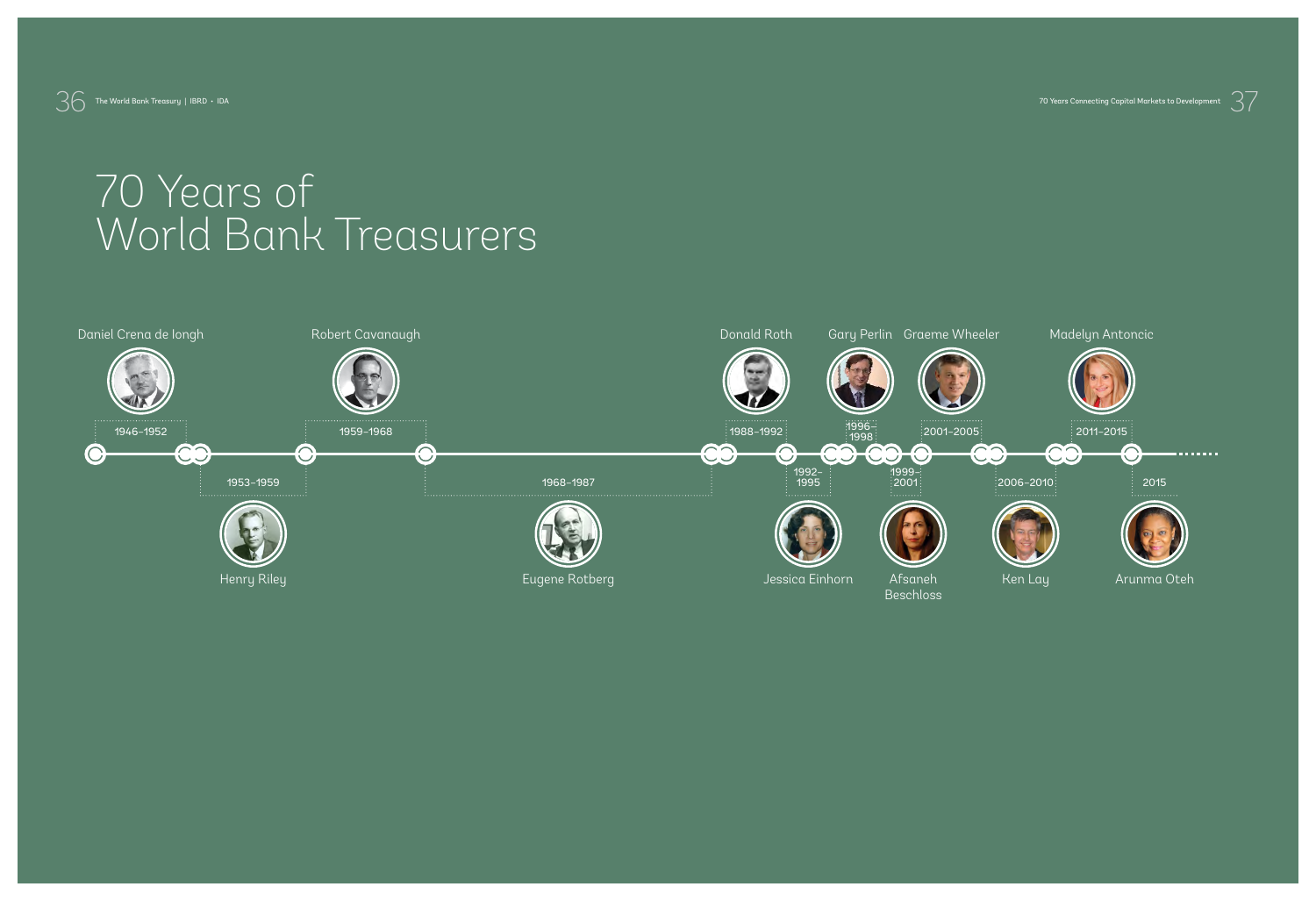# 70 Years of World Bank Treasurers

Daniel Crena de Iongh
1946–1952

Henry Riley
1953–1959

Robert Cavanaugh
1959–1968

Eugene Rotberg
1968–1987

Donald Roth
1988–1992

Jessica Einhorn
1992–1995

Gary Perlin
1996–1998

Afsaneh Beschloss
1999–2001

Graeme Wheeler
2001–2005

Ken Lay
2006–2010

Madelyn Antoncic
2011–2015

Arunma Oteh
2015